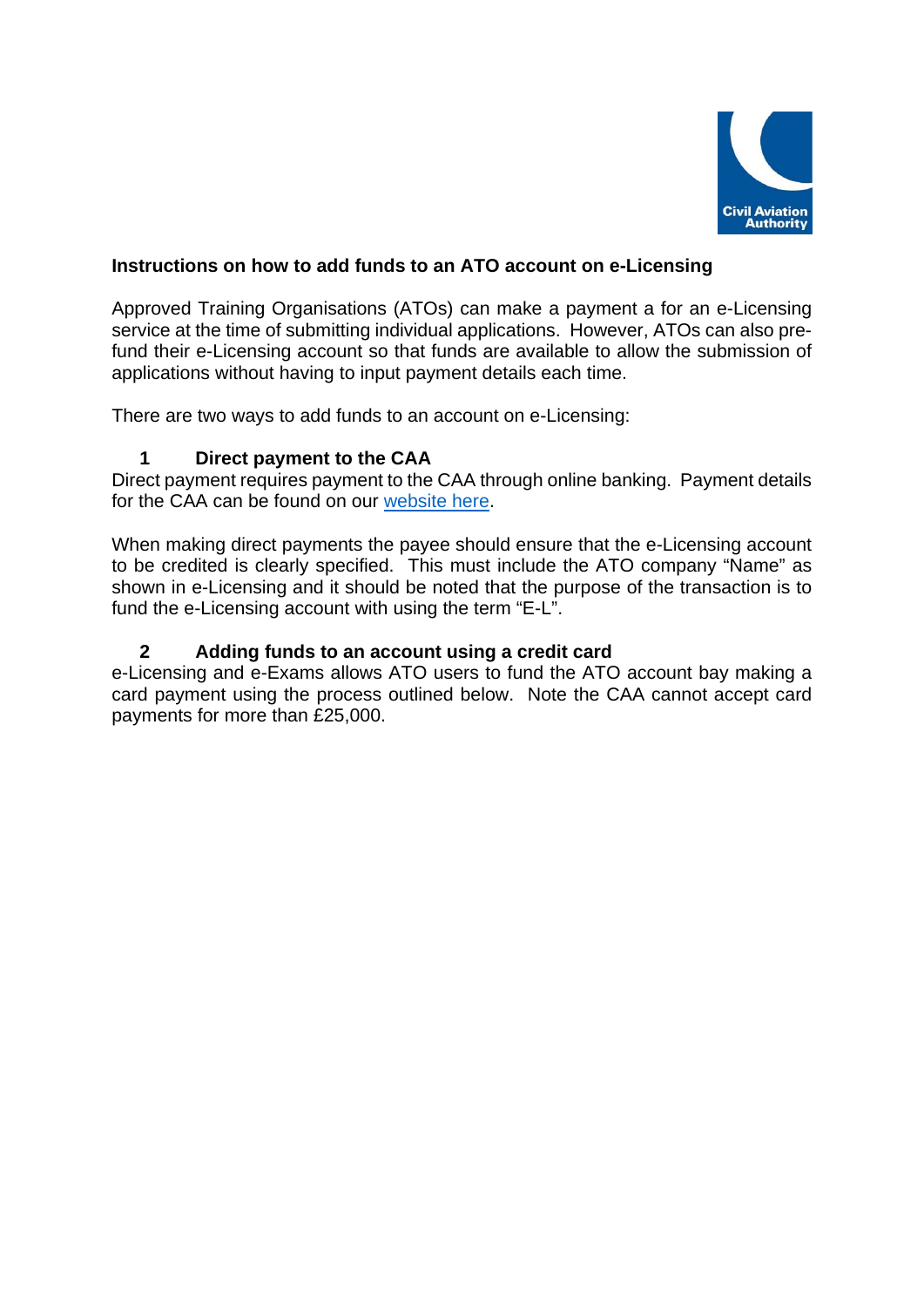## Instructions on how to add funds to an ATO account on e-Licensing

Approved Training Organisations (ATOs) can make a payment a for an e-Licensing service at the time of submitting individual applications. However, ATOs can also pre-fund their e-Licensing account so that funds are available to allow the submission of applications without having to input payment details each time.

There are two ways to add funds to an account on e-Licensing:

### 1 Direct payment to the CAA

Direct payment requires payment to the CAA through online banking. Payment details for the CAA can be found on our website here.

When making direct payments the payee should ensure that the e-Licensing account to be credited is clearly specified. This must include the ATO company "Name" as shown in e-Licensing and it should be noted that the purpose of the transaction is to fund the e-Licensing account with using the term "E-L".

### 2 Adding funds to an account using a credit card

e-Licensing and e-Exams allows ATO users to fund the ATO account bay making a card payment using the process outlined below. Note the CAA cannot accept card payments for more than £25,000.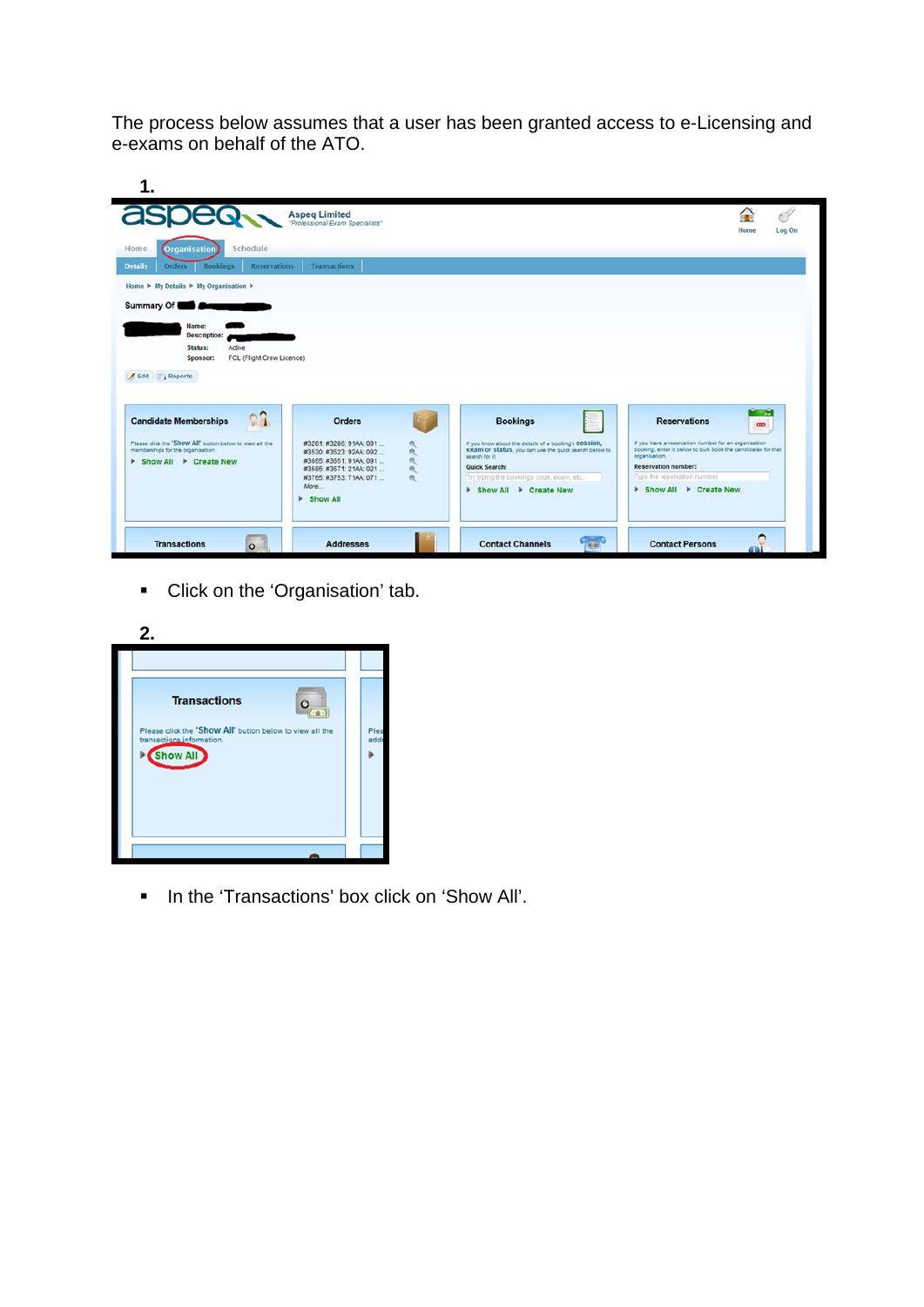The process below assumes that a user has been granted access to e-Licensing and e-exams on behalf of the ATO.

**1.**

- Click on the ‘Organisation’ tab.

**2.**

- In the ‘Transactions’ box click on ‘Show All’.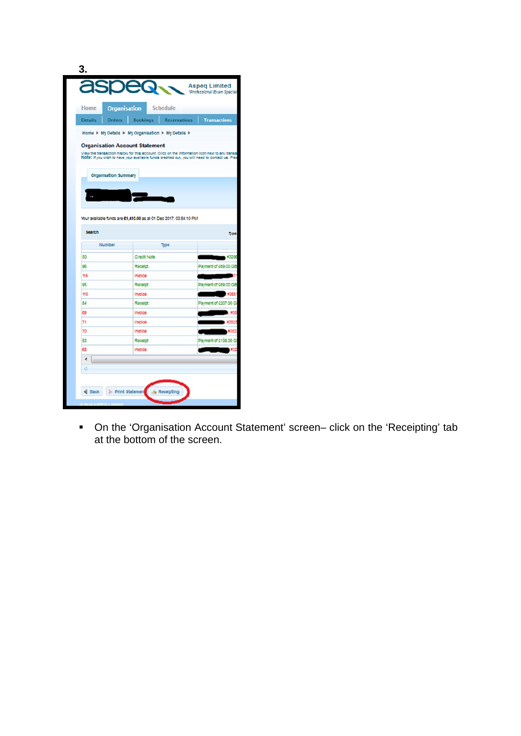**3.**

- On the ‘Organisation Account Statement’ screen– click on the ‘Receipting’ tab at the bottom of the screen.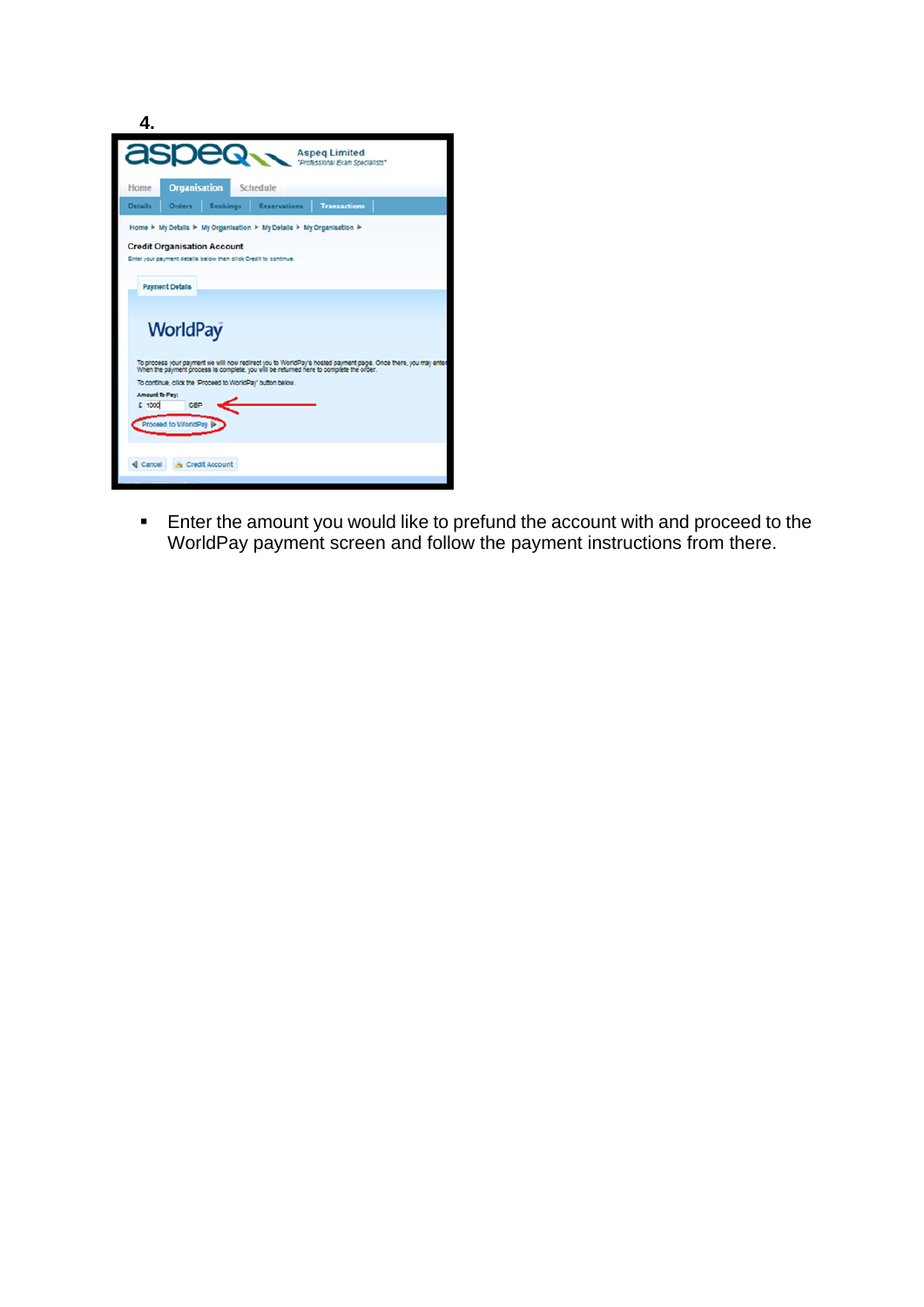**4.**

- Enter the amount you would like to prefund the account with and proceed to the WorldPay payment screen and follow the payment instructions from there.